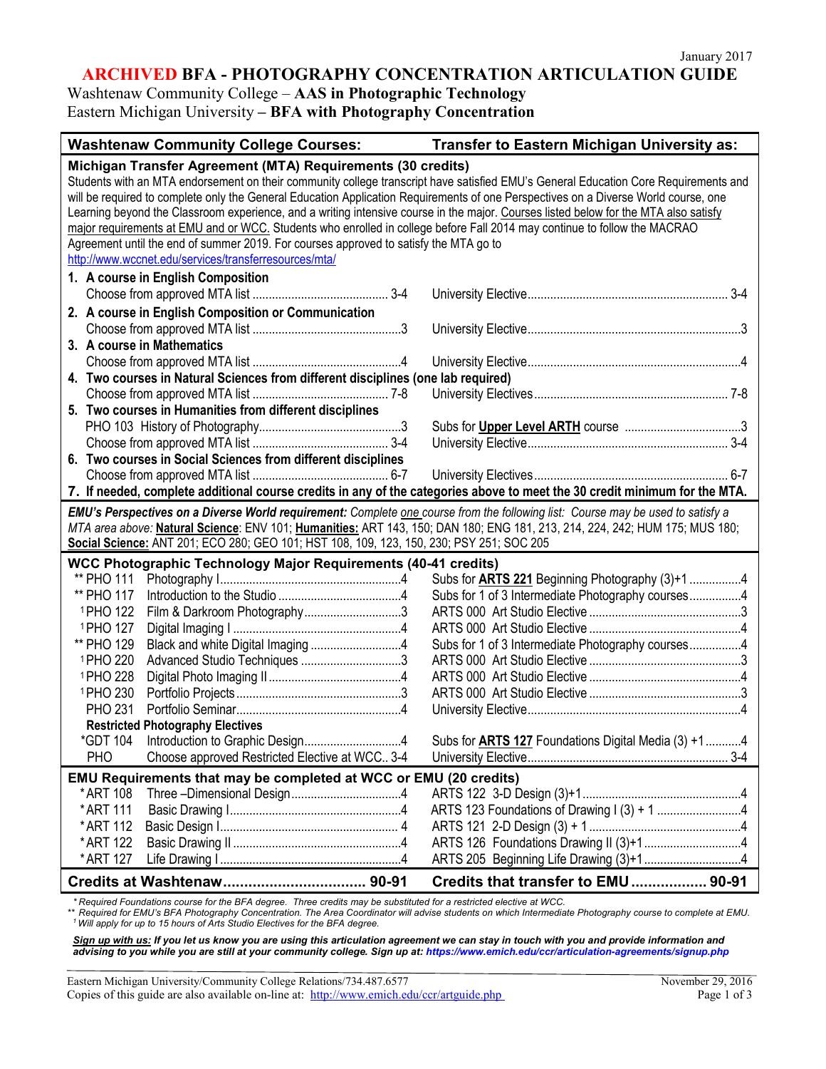January 2017

# ARCHIVED BFA - PHOTOGRAPHY CONCENTRATION ARTICULATION GUIDE

Washtenaw Community College – **AAS in Photographic Technology**
Eastern Michigan University – **BFA with Photography Concentration**

| Washtenaw Community College Courses: | | Transfer to Eastern Michigan University as: |
|---|---|---|
| **Michigan Transfer Agreement (MTA) Requirements (30 credits)** | | |
| Students with an MTA endorsement on their community college transcript have satisfied EMU's General Education Core Requirements and will be required to complete only the General Education Application Requirements of one Perspectives on a Diverse World course, one Learning beyond the Classroom experience, and a writing intensive course in the major. Courses listed below for the MTA also satisfy major requirements at EMU and or WCC. Students who enrolled in college before Fall 2014 may continue to follow the MACRAO Agreement until the end of summer 2019. For courses approved to satisfy the MTA go to http://www.wccnet.edu/services/transferresources/mta/ | | |
| **1. A course in English Composition** | | |
| Choose from approved MTA list | 3-4 | University Elective ... 3-4 |
| **2. A course in English Composition or Communication** | | |
| Choose from approved MTA list | 3 | University Elective ... 3 |
| **3. A course in Mathematics** | | |
| Choose from approved MTA list | 4 | University Elective ... 4 |
| **4. Two courses in Natural Sciences from different disciplines (one lab required)** | | |
| Choose from approved MTA list | 7-8 | University Electives ... 7-8 |
| **5. Two courses in Humanities from different disciplines** | | |
| PHO 103 History of Photography | 3 | Subs for **Upper Level ARTH** course ... 3 |
| Choose from approved MTA list | 3-4 | University Elective ... 3-4 |
| **6. Two courses in Social Sciences from different disciplines** | | |
| Choose from approved MTA list | 6-7 | University Electives ... 6-7 |
| **7. If needed, complete additional course credits in any of the categories above to meet the 30 credit minimum for the MTA.** | | |
| ***EMU's Perspectives on a Diverse World requirement:*** *Complete one course from the following list: Course may be used to satisfy a MTA area above:* **Natural Science**: ENV 101; **Humanities:** ART 143, 150; DAN 180; ENG 181, 213, 214, 224, 242; HUM 175; MUS 180; **Social Science:** ANT 201; ECO 280; GEO 101; HST 108, 109, 123, 150, 230; PSY 251; SOC 205 | | |
| **WCC Photographic Technology Major Requirements (40-41 credits)** | | |
| ** PHO 111 Photography I | 4 | Subs for **ARTS 221** Beginning Photography (3)+1 ... 4 |
| ** PHO 117 Introduction to the Studio | 4 | Subs for 1 of 3 Intermediate Photography courses ... 4 |
| [1]PHO 122 Film & Darkroom Photography | 3 | ARTS 000 Art Studio Elective ... 3 |
| [1]PHO 127 Digital Imaging I | 4 | ARTS 000 Art Studio Elective ... 4 |
| ** PHO 129 Black and white Digital Imaging | 4 | Subs for 1 of 3 Intermediate Photography courses ... 4 |
| [1]PHO 220 Advanced Studio Techniques | 3 | ARTS 000 Art Studio Elective ... 3 |
| [1]PHO 228 Digital Photo Imaging II | 4 | ARTS 000 Art Studio Elective ... 4 |
| [1]PHO 230 Portfolio Projects | 3 | ARTS 000 Art Studio Elective ... 3 |
| PHO 231 Portfolio Seminar | 4 | University Elective ... 4 |
| **Restricted Photography Electives** | | |
| *GDT 104 Introduction to Graphic Design | 4 | Subs for **ARTS 127** Foundations Digital Media (3) +1 ... 4 |
| PHO Choose approved Restricted Elective at WCC | 3-4 | University Elective ... 3-4 |
| **EMU Requirements that may be completed at WCC or EMU (20 credits)** | | |
| *ART 108 Three –Dimensional Design | 4 | ARTS 122 3-D Design (3)+1 ... 4 |
| *ART 111 Basic Drawing I | 4 | ARTS 123 Foundations of Drawing I (3) + 1 ... 4 |
| *ART 112 Basic Design I | 4 | ARTS 121 2-D Design (3) + 1 ... 4 |
| *ART 122 Basic Drawing II | 4 | ARTS 126 Foundations Drawing II (3)+1 ... 4 |
| *ART 127 Life Drawing I | 4 | ARTS 205 Beginning Life Drawing (3)+1 ... 4 |
| **Credits at Washtenaw** | **90-91** | **Credits that transfer to EMU ... 90-91** |

*\* Required Foundations course for the BFA degree. Three credits may be substituted for a restricted elective at WCC.*
*\*\* Required for EMU's BFA Photography Concentration. The Area Coordinator will advise students on which Intermediate Photography course to complete at EMU.*
*[1] Will apply for up to 15 hours of Arts Studio Electives for the BFA degree.*

***Sign up with us:** If you let us know you are using this articulation agreement we can stay in touch with you and provide information and advising to you while you are still at your community college. Sign up at: https://www.emich.edu/ccr/articulation-agreements/signup.php*

Eastern Michigan University/Community College Relations/734.487.6577
Copies of this guide are also available on-line at: http://www.emich.edu/ccr/artguide.php

November 29, 2016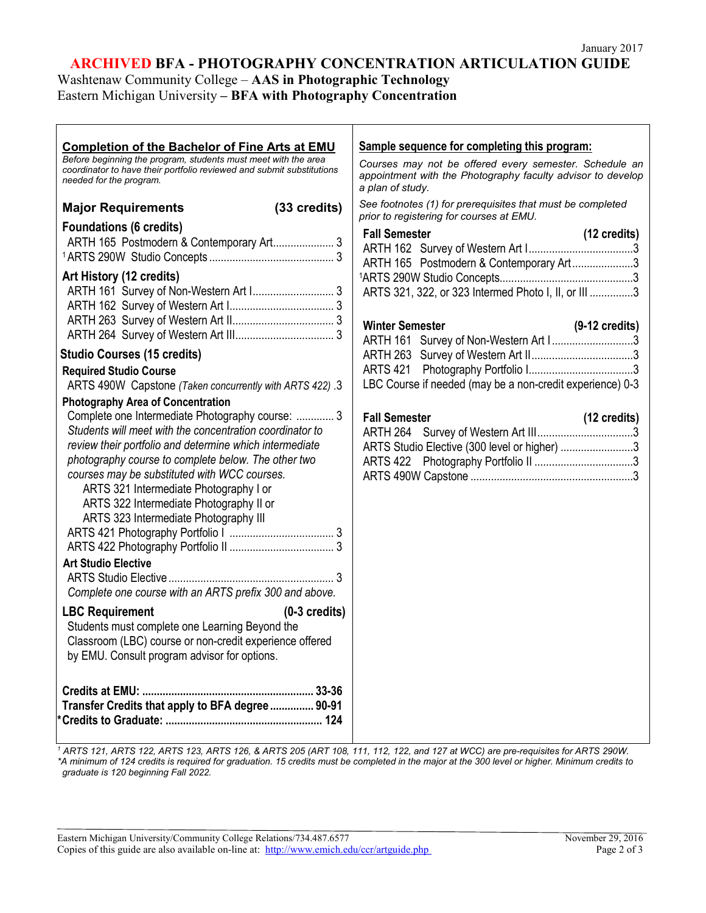January 2017

# ARCHIVED BFA - PHOTOGRAPHY CONCENTRATION ARTICULATION GUIDE

Washtenaw Community College – **AAS in Photographic Technology**
Eastern Michigan University **– BFA with Photography Concentration**

## Completion of the Bachelor of Fine Arts at EMU

*Before beginning the program, students must meet with the area coordinator to have their portfolio reviewed and submit substitutions needed for the program.*

### Major Requirements (33 credits)

**Foundations (6 credits)**

- ARTH 165 Postmodern & Contemporary Art ..... 3
- [1] ARTS 290W Studio Concepts ..... 3

**Art History (12 credits)**

- ARTH 161 Survey of Non-Western Art I ..... 3
- ARTH 162 Survey of Western Art I ..... 3
- ARTH 263 Survey of Western Art II ..... 3
- ARTH 264 Survey of Western Art III ..... 3

**Studio Courses (15 credits)**

**Required Studio Course**

- ARTS 490W Capstone *(Taken concurrently with ARTS 422)* .3

**Photography Area of Concentration**

- Complete one Intermediate Photography course: ..... 3

*Students will meet with the concentration coordinator to review their portfolio and determine which intermediate photography course to complete below. The other two courses may be substituted with WCC courses.*

- ARTS 321 Intermediate Photography I or
- ARTS 322 Intermediate Photography II or
- ARTS 323 Intermediate Photography III

- ARTS 421 Photography Portfolio I ..... 3
- ARTS 422 Photography Portfolio II ..... 3

**Art Studio Elective**

- ARTS Studio Elective ..... 3

*Complete one course with an ARTS prefix 300 and above.*

**LBC Requirement (0-3 credits)**

Students must complete one Learning Beyond the Classroom (LBC) course or non-credit experience offered by EMU. Consult program advisor for options.

**Credits at EMU: ..... 33-36**
**Transfer Credits that apply to BFA degree ..... 90-91**
**\*Credits to Graduate: ..... 124**

## Sample sequence for completing this program:

*Courses may not be offered every semester. Schedule an appointment with the Photography faculty advisor to develop a plan of study.*

*See footnotes (1) for prerequisites that must be completed prior to registering for courses at EMU.*

**Fall Semester (12 credits)**

- ARTH 162 Survey of Western Art I ..... 3
- ARTH 165 Postmodern & Contemporary Art ..... 3
- [1] ARTS 290W Studio Concepts ..... 3
- ARTS 321, 322, or 323 Intermed Photo I, II, or III ..... 3

**Winter Semester (9-12 credits)**

- ARTH 161 Survey of Non-Western Art I ..... 3
- ARTH 263 Survey of Western Art II ..... 3
- ARTS 421 Photography Portfolio I ..... 3
- LBC Course if needed (may be a non-credit experience) 0-3

**Fall Semester (12 credits)**

- ARTH 264 Survey of Western Art III ..... 3
- ARTS Studio Elective (300 level or higher) ..... 3
- ARTS 422 Photography Portfolio II ..... 3
- ARTS 490W Capstone ..... 3

---

*[1] ARTS 121, ARTS 122, ARTS 123, ARTS 126, & ARTS 205 (ART 108, 111, 112, 122, and 127 at WCC) are pre-requisites for ARTS 290W.*
*\*A minimum of 124 credits is required for graduation. 15 credits must be completed in the major at the 300 level or higher. Minimum credits to graduate is 120 beginning Fall 2022.*

Eastern Michigan University/Community College Relations/734.487.6577
Copies of this guide are also available on-line at: http://www.emich.edu/ccr/artguide.php

November 29, 2016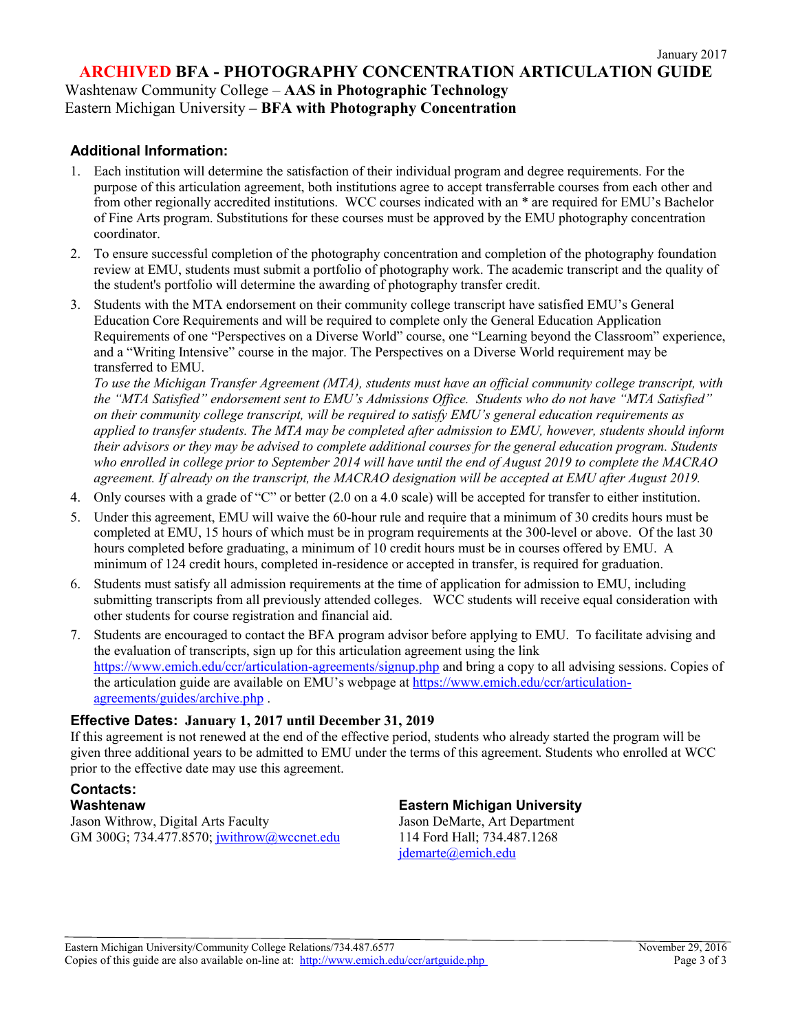January 2017

# ARCHIVED BFA - PHOTOGRAPHY CONCENTRATION ARTICULATION GUIDE

Washtenaw Community College – **AAS in Photographic Technology**
Eastern Michigan University **– BFA with Photography Concentration**

## Additional Information:

1. Each institution will determine the satisfaction of their individual program and degree requirements. For the purpose of this articulation agreement, both institutions agree to accept transferrable courses from each other and from other regionally accredited institutions. WCC courses indicated with an * are required for EMU's Bachelor of Fine Arts program. Substitutions for these courses must be approved by the EMU photography concentration coordinator.
2. To ensure successful completion of the photography concentration and completion of the photography foundation review at EMU, students must submit a portfolio of photography work. The academic transcript and the quality of the student's portfolio will determine the awarding of photography transfer credit.
3. Students with the MTA endorsement on their community college transcript have satisfied EMU's General Education Core Requirements and will be required to complete only the General Education Application Requirements of one "Perspectives on a Diverse World" course, one "Learning beyond the Classroom" experience, and a "Writing Intensive" course in the major. The Perspectives on a Diverse World requirement may be transferred to EMU.
   *To use the Michigan Transfer Agreement (MTA), students must have an official community college transcript, with the "MTA Satisfied" endorsement sent to EMU's Admissions Office. Students who do not have "MTA Satisfied" on their community college transcript, will be required to satisfy EMU's general education requirements as applied to transfer students. The MTA may be completed after admission to EMU, however, students should inform their advisors or they may be advised to complete additional courses for the general education program. Students who enrolled in college prior to September 2014 will have until the end of August 2019 to complete the MACRAO agreement. If already on the transcript, the MACRAO designation will be accepted at EMU after August 2019.*
4. Only courses with a grade of "C" or better (2.0 on a 4.0 scale) will be accepted for transfer to either institution.
5. Under this agreement, EMU will waive the 60-hour rule and require that a minimum of 30 credits hours must be completed at EMU, 15 hours of which must be in program requirements at the 300-level or above. Of the last 30 hours completed before graduating, a minimum of 10 credit hours must be in courses offered by EMU. A minimum of 124 credit hours, completed in-residence or accepted in transfer, is required for graduation.
6. Students must satisfy all admission requirements at the time of application for admission to EMU, including submitting transcripts from all previously attended colleges. WCC students will receive equal consideration with other students for course registration and financial aid.
7. Students are encouraged to contact the BFA program advisor before applying to EMU. To facilitate advising and the evaluation of transcripts, sign up for this articulation agreement using the link https://www.emich.edu/ccr/articulation-agreements/signup.php and bring a copy to all advising sessions. Copies of the articulation guide are available on EMU's webpage at https://www.emich.edu/ccr/articulation-agreements/guides/archive.php .

## Effective Dates: January 1, 2017 until December 31, 2019

If this agreement is not renewed at the end of the effective period, students who already started the program will be given three additional years to be admitted to EMU under the terms of this agreement. Students who enrolled at WCC prior to the effective date may use this agreement.

## Contacts:

**Washtenaw**
Jason Withrow, Digital Arts Faculty
GM 300G; 734.477.8570; jwithrow@wccnet.edu

**Eastern Michigan University**
Jason DeMarte, Art Department
114 Ford Hall; 734.487.1268
jdemarte@emich.edu

Eastern Michigan University/Community College Relations/734.487.6577
Copies of this guide are also available on-line at: http://www.emich.edu/ccr/artguide.php
November 29, 2016